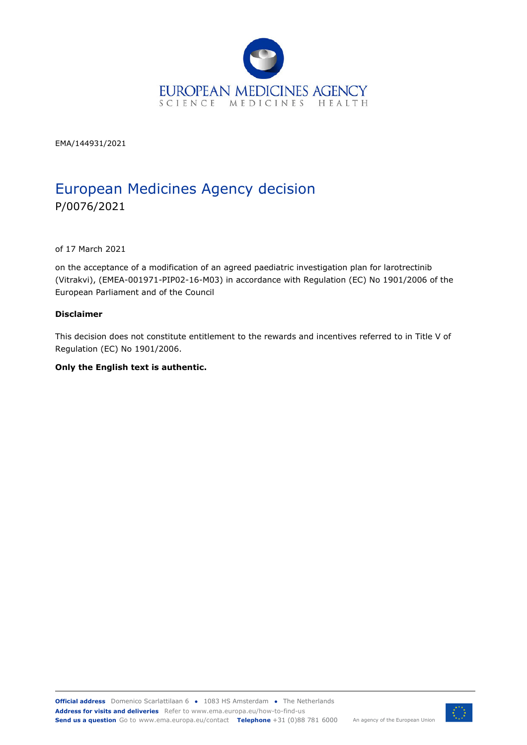EMA/144931/2021

# European Medicines Agency decision

P/0076/2021

of 17 March 2021

on the acceptance of a modification of an agreed paediatric investigation plan for larotrectinib (Vitrakvi), (EMEA-001971-PIP02-16-M03) in accordance with Regulation (EC) No 1901/2006 of the European Parliament and of the Council

**Disclaimer**

This decision does not constitute entitlement to the rewards and incentives referred to in Title V of Regulation (EC) No 1901/2006.

**Only the English text is authentic.**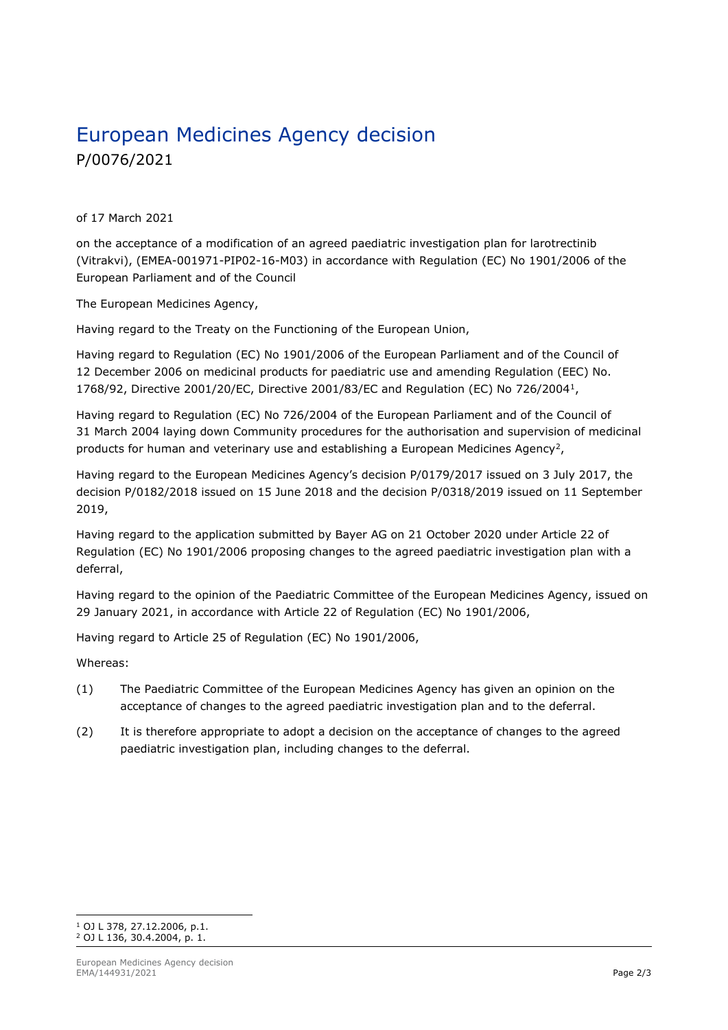# European Medicines Agency decision

P/0076/2021

of 17 March 2021

on the acceptance of a modification of an agreed paediatric investigation plan for larotrectinib (Vitrakvi), (EMEA-001971-PIP02-16-M03) in accordance with Regulation (EC) No 1901/2006 of the European Parliament and of the Council

The European Medicines Agency,

Having regard to the Treaty on the Functioning of the European Union,

Having regard to Regulation (EC) No 1901/2006 of the European Parliament and of the Council of 12 December 2006 on medicinal products for paediatric use and amending Regulation (EEC) No. 1768/92, Directive 2001/20/EC, Directive 2001/83/EC and Regulation (EC) No 726/2004[1],

Having regard to Regulation (EC) No 726/2004 of the European Parliament and of the Council of 31 March 2004 laying down Community procedures for the authorisation and supervision of medicinal products for human and veterinary use and establishing a European Medicines Agency[2],

Having regard to the European Medicines Agency's decision P/0179/2017 issued on 3 July 2017, the decision P/0182/2018 issued on 15 June 2018 and the decision P/0318/2019 issued on 11 September 2019,

Having regard to the application submitted by Bayer AG on 21 October 2020 under Article 22 of Regulation (EC) No 1901/2006 proposing changes to the agreed paediatric investigation plan with a deferral,

Having regard to the opinion of the Paediatric Committee of the European Medicines Agency, issued on 29 January 2021, in accordance with Article 22 of Regulation (EC) No 1901/2006,

Having regard to Article 25 of Regulation (EC) No 1901/2006,

Whereas:

(1) The Paediatric Committee of the European Medicines Agency has given an opinion on the acceptance of changes to the agreed paediatric investigation plan and to the deferral.

(2) It is therefore appropriate to adopt a decision on the acceptance of changes to the agreed paediatric investigation plan, including changes to the deferral.

---

[1] OJ L 378, 27.12.2006, p.1.
[2] OJ L 136, 30.4.2004, p. 1.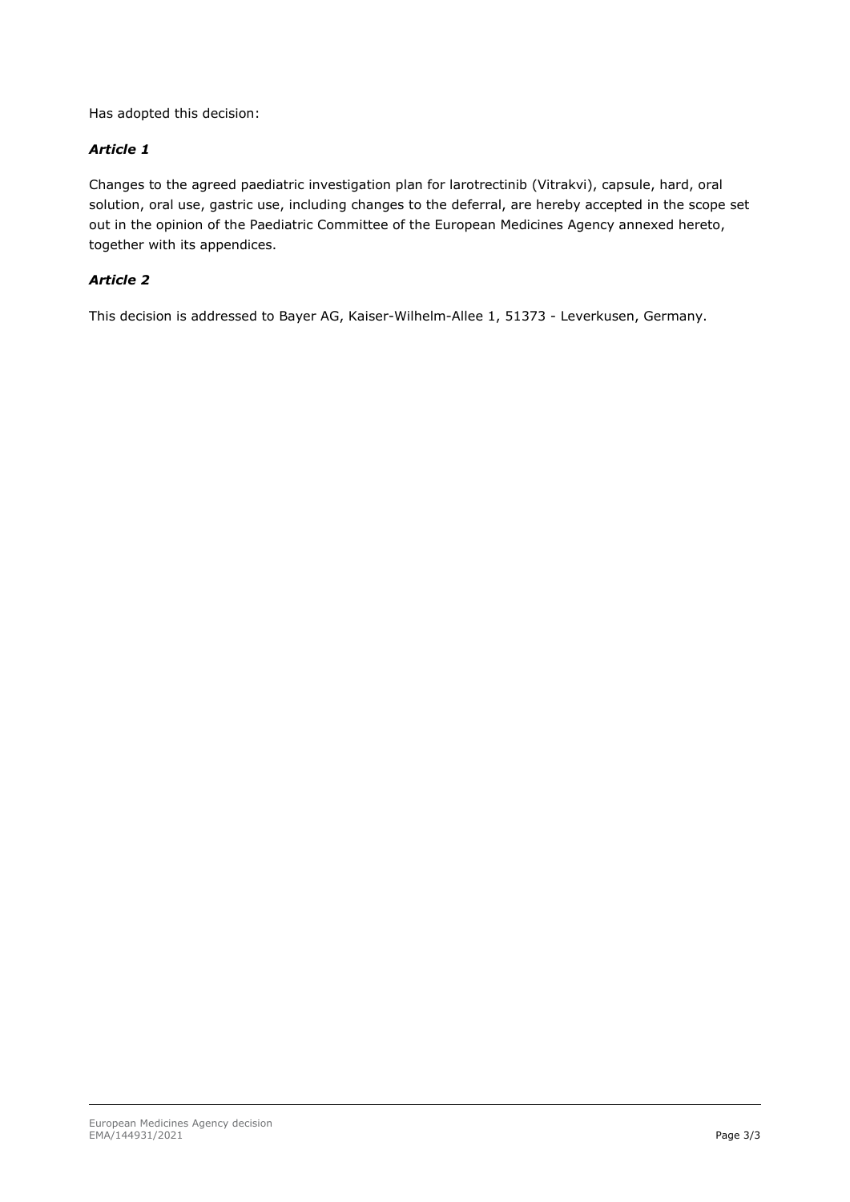Has adopted this decision:

### *Article 1*

Changes to the agreed paediatric investigation plan for larotrectinib (Vitrakvi), capsule, hard, oral solution, oral use, gastric use, including changes to the deferral, are hereby accepted in the scope set out in the opinion of the Paediatric Committee of the European Medicines Agency annexed hereto, together with its appendices.

### *Article 2*

This decision is addressed to Bayer AG, Kaiser-Wilhelm-Allee 1, 51373 - Leverkusen, Germany.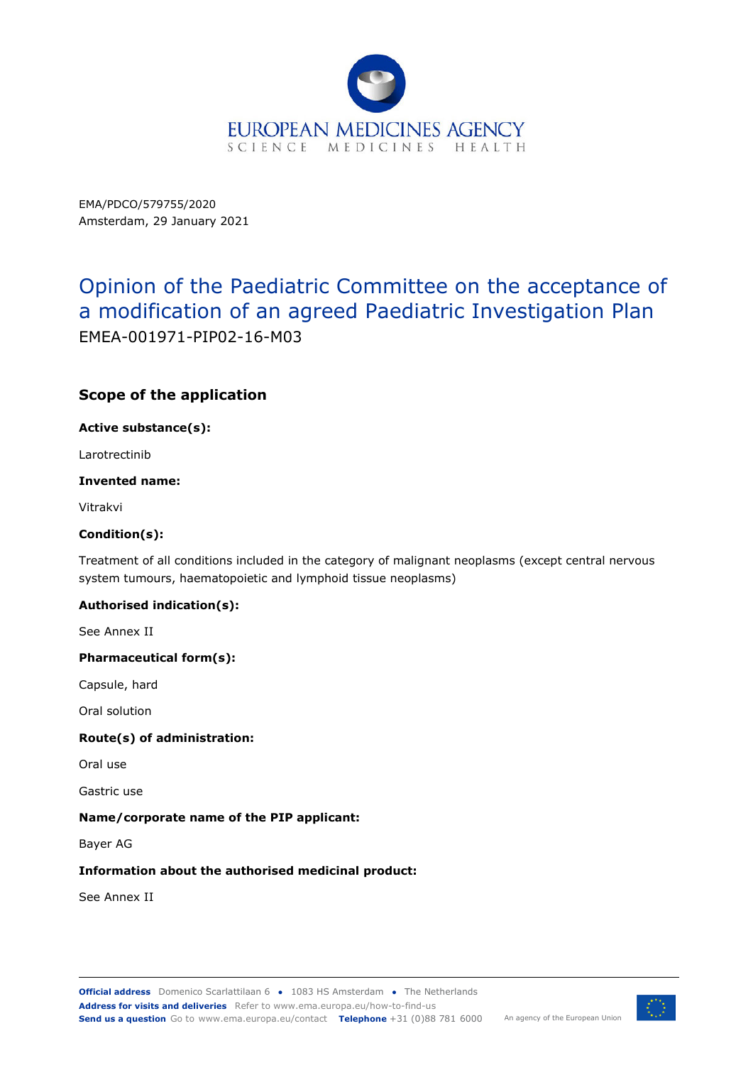EMA/PDCO/579755/2020

Amsterdam, 29 January 2021

# Opinion of the Paediatric Committee on the acceptance of a modification of an agreed Paediatric Investigation Plan

EMEA-001971-PIP02-16-M03

## Scope of the application

**Active substance(s):**

Larotrectinib

**Invented name:**

Vitrakvi

**Condition(s):**

Treatment of all conditions included in the category of malignant neoplasms (except central nervous system tumours, haematopoietic and lymphoid tissue neoplasms)

**Authorised indication(s):**

See Annex II

**Pharmaceutical form(s):**

Capsule, hard

Oral solution

**Route(s) of administration:**

Oral use

Gastric use

**Name/corporate name of the PIP applicant:**

Bayer AG

**Information about the authorised medicinal product:**

See Annex II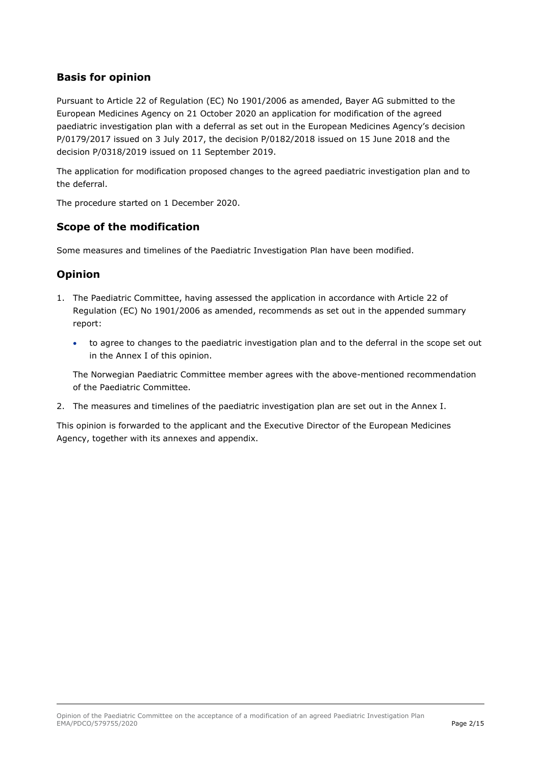## Basis for opinion

Pursuant to Article 22 of Regulation (EC) No 1901/2006 as amended, Bayer AG submitted to the European Medicines Agency on 21 October 2020 an application for modification of the agreed paediatric investigation plan with a deferral as set out in the European Medicines Agency's decision P/0179/2017 issued on 3 July 2017, the decision P/0182/2018 issued on 15 June 2018 and the decision P/0318/2019 issued on 11 September 2019.

The application for modification proposed changes to the agreed paediatric investigation plan and to the deferral.

The procedure started on 1 December 2020.

## Scope of the modification

Some measures and timelines of the Paediatric Investigation Plan have been modified.

## Opinion

1. The Paediatric Committee, having assessed the application in accordance with Article 22 of Regulation (EC) No 1901/2006 as amended, recommends as set out in the appended summary report:

   - to agree to changes to the paediatric investigation plan and to the deferral in the scope set out in the Annex I of this opinion.

   The Norwegian Paediatric Committee member agrees with the above-mentioned recommendation of the Paediatric Committee.

2. The measures and timelines of the paediatric investigation plan are set out in the Annex I.

This opinion is forwarded to the applicant and the Executive Director of the European Medicines Agency, together with its annexes and appendix.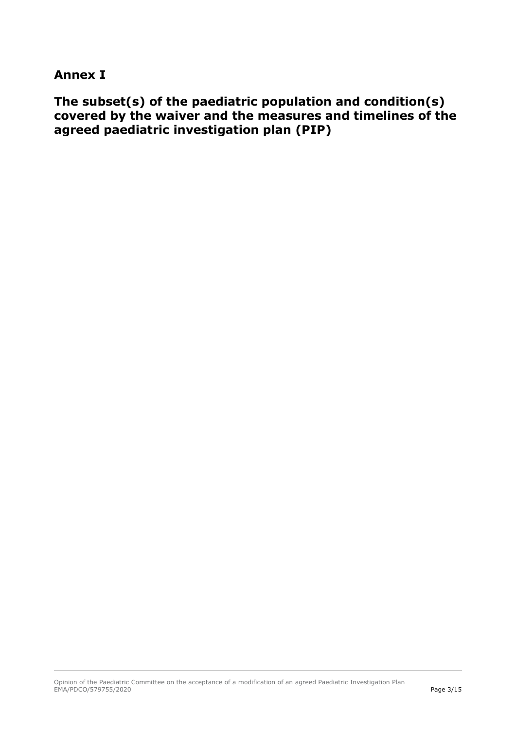# Annex I

## The subset(s) of the paediatric population and condition(s) covered by the waiver and the measures and timelines of the agreed paediatric investigation plan (PIP)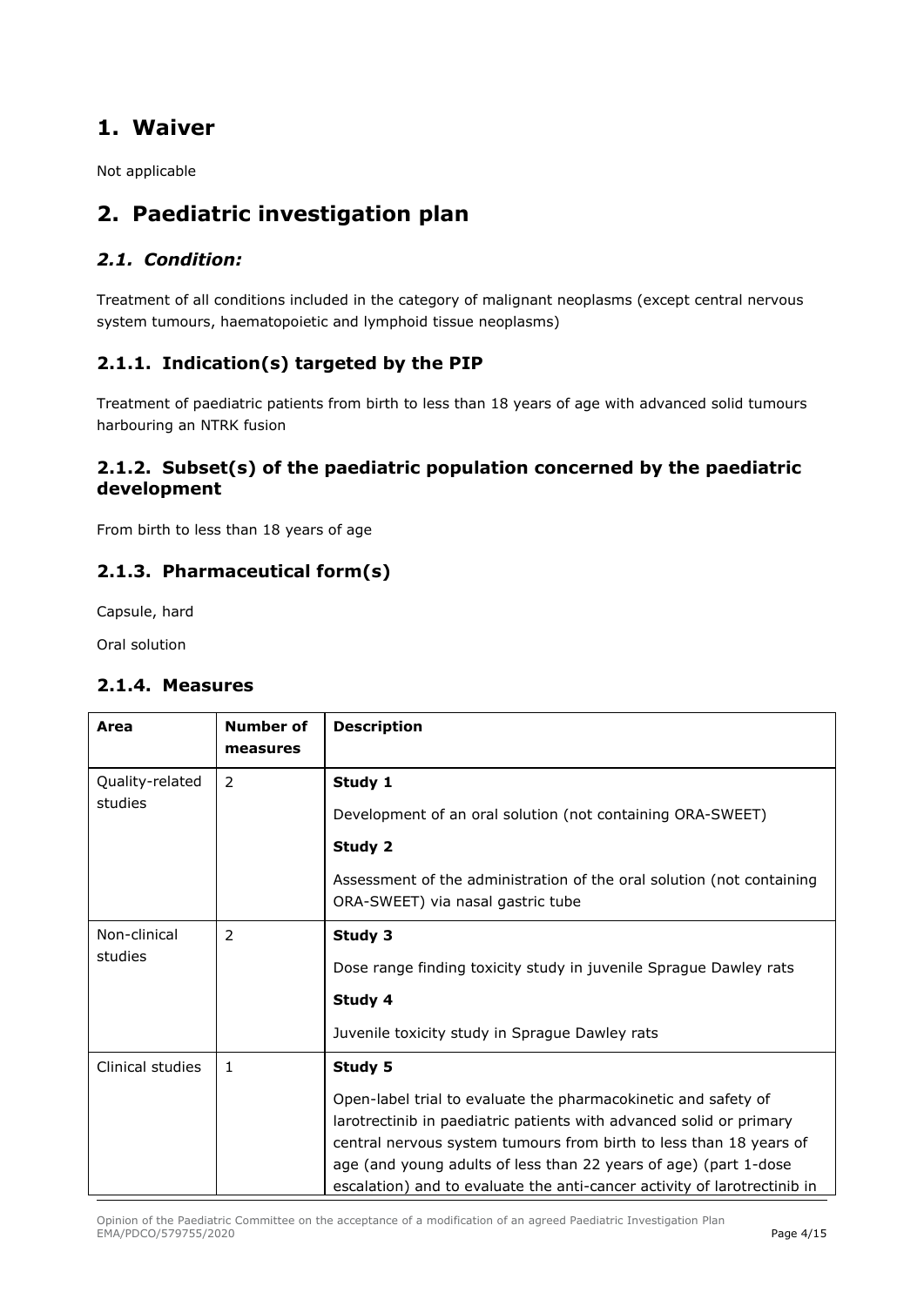# 1. Waiver

Not applicable

# 2. Paediatric investigation plan

## *2.1. Condition:*

Treatment of all conditions included in the category of malignant neoplasms (except central nervous system tumours, haematopoietic and lymphoid tissue neoplasms)

### 2.1.1. Indication(s) targeted by the PIP

Treatment of paediatric patients from birth to less than 18 years of age with advanced solid tumours harbouring an NTRK fusion

### 2.1.2. Subset(s) of the paediatric population concerned by the paediatric development

From birth to less than 18 years of age

### 2.1.3. Pharmaceutical form(s)

Capsule, hard

Oral solution

### 2.1.4. Measures

| Area | Number of measures | Description |
|---|---|---|
| Quality-related studies | 2 | **Study 1**<br><br>Development of an oral solution (not containing ORA-SWEET)<br><br>**Study 2**<br><br>Assessment of the administration of the oral solution (not containing ORA-SWEET) via nasal gastric tube |
| Non-clinical studies | 2 | **Study 3**<br><br>Dose range finding toxicity study in juvenile Sprague Dawley rats<br><br>**Study 4**<br><br>Juvenile toxicity study in Sprague Dawley rats |
| Clinical studies | 1 | **Study 5**<br><br>Open-label trial to evaluate the pharmacokinetic and safety of larotrectinib in paediatric patients with advanced solid or primary central nervous system tumours from birth to less than 18 years of age (and young adults of less than 22 years of age) (part 1-dose escalation) and to evaluate the anti-cancer activity of larotrectinib in |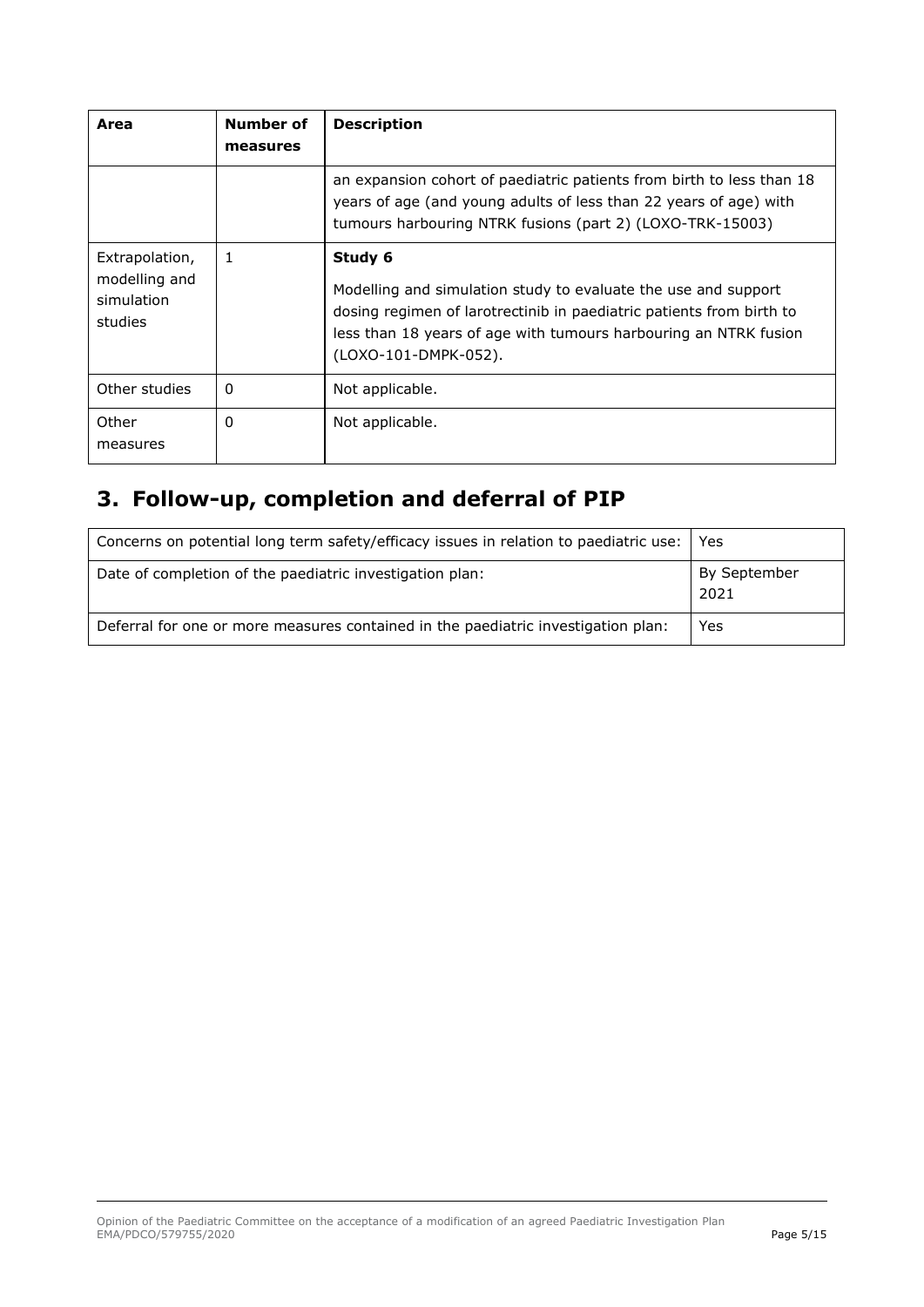| Area | Number of measures | Description |
|---|---|---|
| | | an expansion cohort of paediatric patients from birth to less than 18 years of age (and young adults of less than 22 years of age) with tumours harbouring NTRK fusions (part 2) (LOXO-TRK-15003) |
| Extrapolation, modelling and simulation studies | 1 | **Study 6**<br><br>Modelling and simulation study to evaluate the use and support dosing regimen of larotrectinib in paediatric patients from birth to less than 18 years of age with tumours harbouring an NTRK fusion (LOXO-101-DMPK-052). |
| Other studies | 0 | Not applicable. |
| Other measures | 0 | Not applicable. |

## 3. Follow-up, completion and deferral of PIP

| | |
|---|---|
| Concerns on potential long term safety/efficacy issues in relation to paediatric use: | Yes |
| Date of completion of the paediatric investigation plan: | By September 2021 |
| Deferral for one or more measures contained in the paediatric investigation plan: | Yes |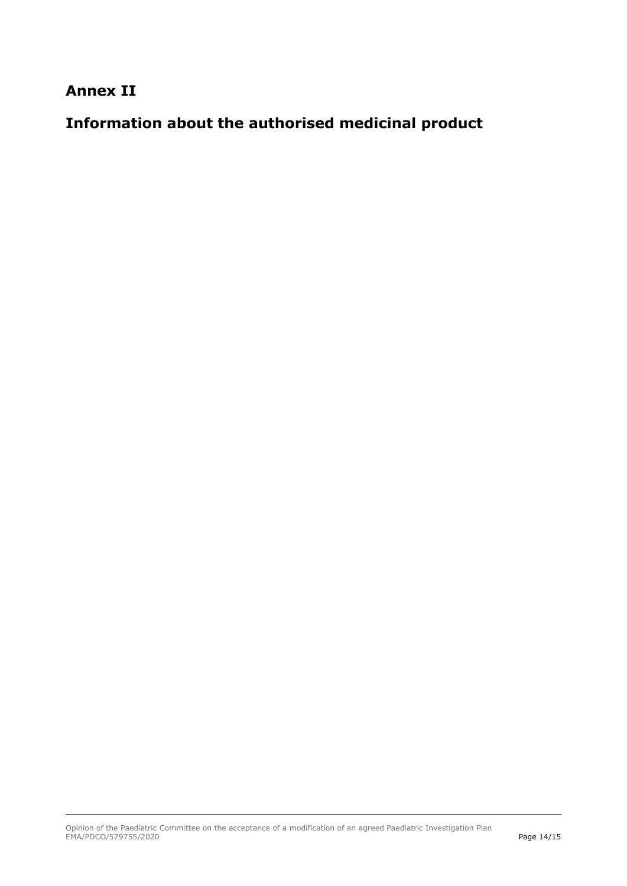## Annex II

## Information about the authorised medicinal product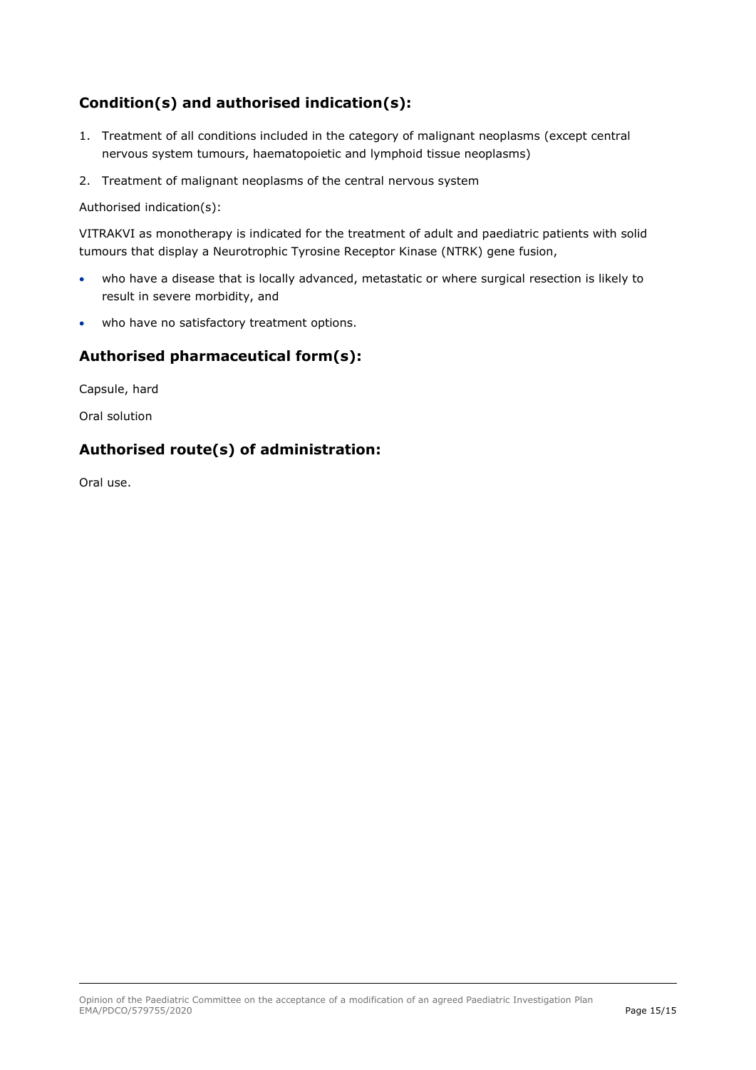## Condition(s) and authorised indication(s):

1. Treatment of all conditions included in the category of malignant neoplasms (except central nervous system tumours, haematopoietic and lymphoid tissue neoplasms)
2. Treatment of malignant neoplasms of the central nervous system

Authorised indication(s):

VITRAKVI as monotherapy is indicated for the treatment of adult and paediatric patients with solid tumours that display a Neurotrophic Tyrosine Receptor Kinase (NTRK) gene fusion,

- who have a disease that is locally advanced, metastatic or where surgical resection is likely to result in severe morbidity, and
- who have no satisfactory treatment options.

## Authorised pharmaceutical form(s):

Capsule, hard

Oral solution

## Authorised route(s) of administration:

Oral use.